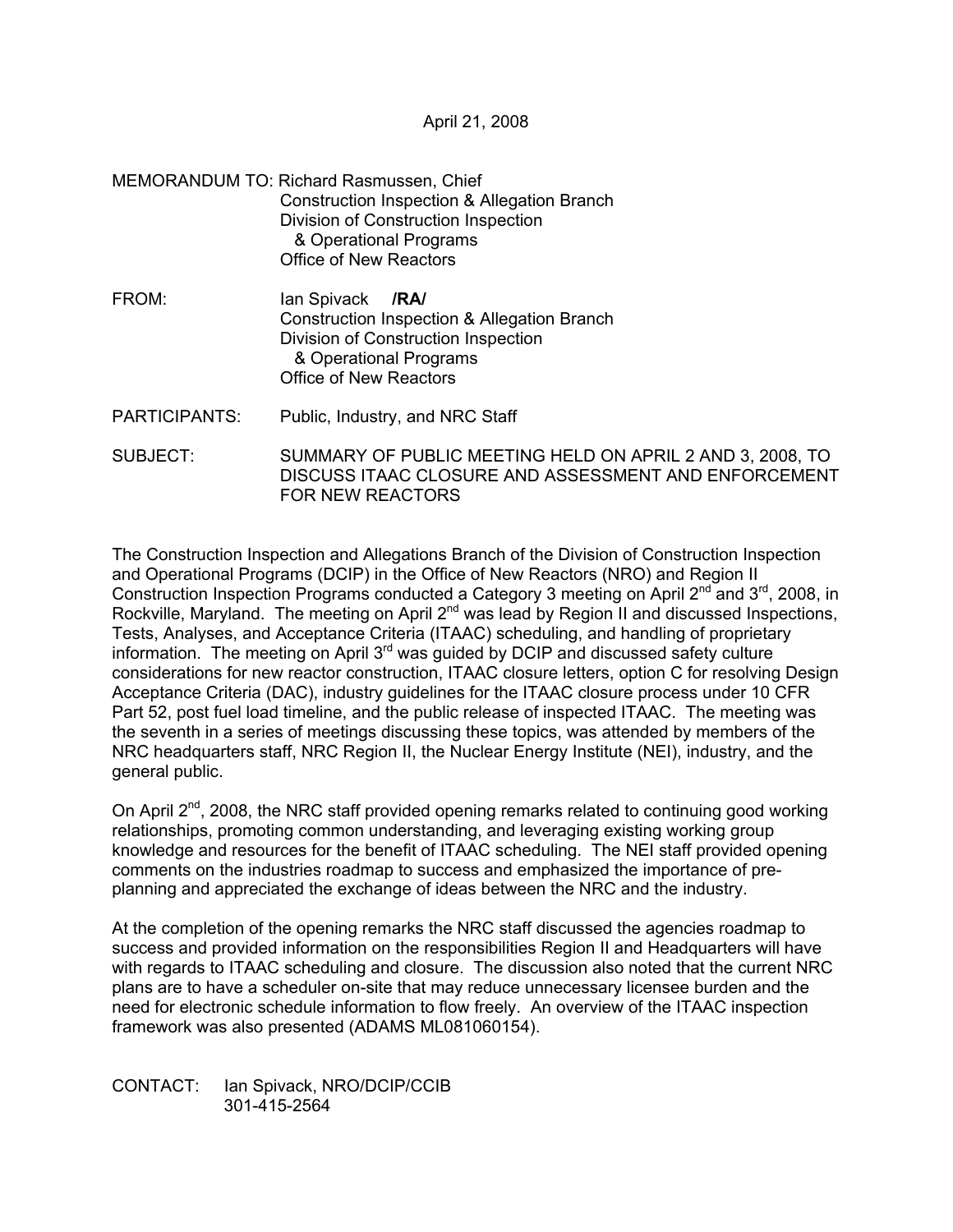April 21, 2008

MEMORANDUM TO: Richard Rasmussen, Chief
Construction Inspection & Allegation Branch
Division of Construction Inspection
& Operational Programs
Office of New Reactors

FROM: Ian Spivack **/RA/**
Construction Inspection & Allegation Branch
Division of Construction Inspection
& Operational Programs
Office of New Reactors

PARTICIPANTS: Public, Industry, and NRC Staff

SUBJECT: SUMMARY OF PUBLIC MEETING HELD ON APRIL 2 AND 3, 2008, TO DISCUSS ITAAC CLOSURE AND ASSESSMENT AND ENFORCEMENT FOR NEW REACTORS

The Construction Inspection and Allegations Branch of the Division of Construction Inspection and Operational Programs (DCIP) in the Office of New Reactors (NRO) and Region II Construction Inspection Programs conducted a Category 3 meeting on April 2nd and 3rd, 2008, in Rockville, Maryland. The meeting on April 2nd was lead by Region II and discussed Inspections, Tests, Analyses, and Acceptance Criteria (ITAAC) scheduling, and handling of proprietary information. The meeting on April 3rd was guided by DCIP and discussed safety culture considerations for new reactor construction, ITAAC closure letters, option C for resolving Design Acceptance Criteria (DAC), industry guidelines for the ITAAC closure process under 10 CFR Part 52, post fuel load timeline, and the public release of inspected ITAAC. The meeting was the seventh in a series of meetings discussing these topics, was attended by members of the NRC headquarters staff, NRC Region II, the Nuclear Energy Institute (NEI), industry, and the general public.

On April 2nd, 2008, the NRC staff provided opening remarks related to continuing good working relationships, promoting common understanding, and leveraging existing working group knowledge and resources for the benefit of ITAAC scheduling. The NEI staff provided opening comments on the industries roadmap to success and emphasized the importance of pre-planning and appreciated the exchange of ideas between the NRC and the industry.

At the completion of the opening remarks the NRC staff discussed the agencies roadmap to success and provided information on the responsibilities Region II and Headquarters will have with regards to ITAAC scheduling and closure. The discussion also noted that the current NRC plans are to have a scheduler on-site that may reduce unnecessary licensee burden and the need for electronic schedule information to flow freely. An overview of the ITAAC inspection framework was also presented (ADAMS ML081060154).

CONTACT: Ian Spivack, NRO/DCIP/CCIB
301-415-2564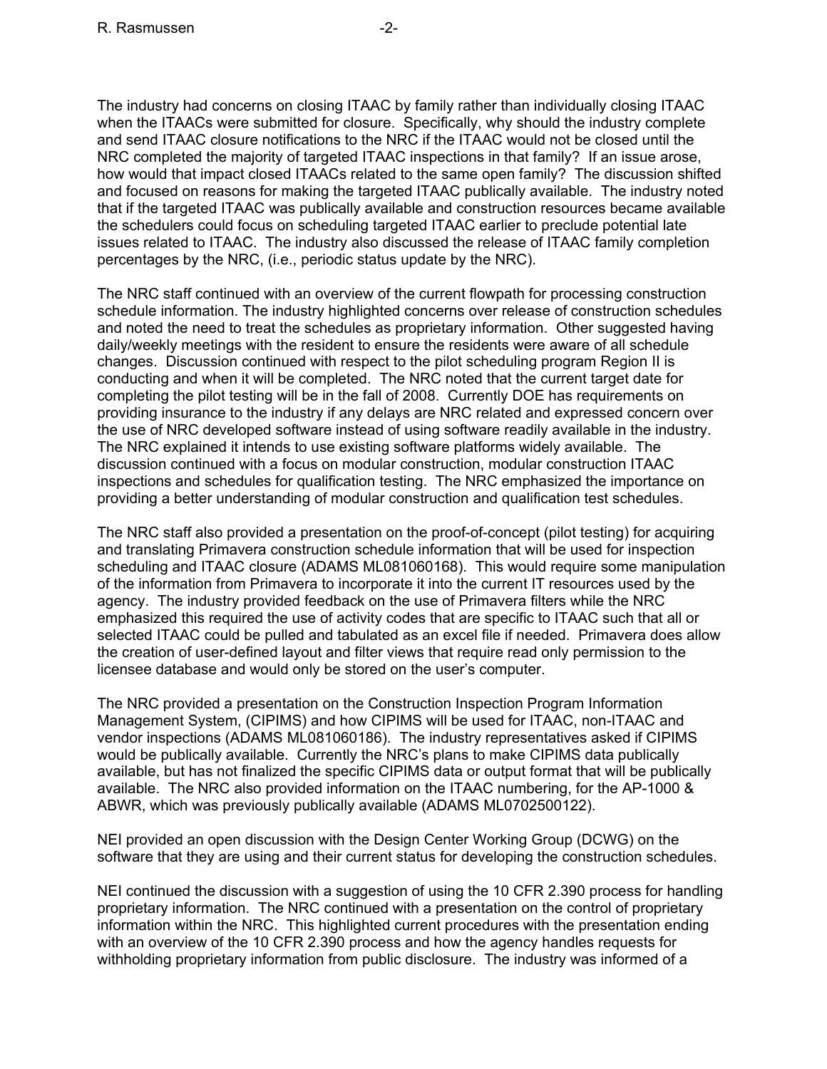The industry had concerns on closing ITAAC by family rather than individually closing ITAAC when the ITAACs were submitted for closure. Specifically, why should the industry complete and send ITAAC closure notifications to the NRC if the ITAAC would not be closed until the NRC completed the majority of targeted ITAAC inspections in that family? If an issue arose, how would that impact closed ITAACs related to the same open family? The discussion shifted and focused on reasons for making the targeted ITAAC publically available. The industry noted that if the targeted ITAAC was publically available and construction resources became available the schedulers could focus on scheduling targeted ITAAC earlier to preclude potential late issues related to ITAAC. The industry also discussed the release of ITAAC family completion percentages by the NRC, (i.e., periodic status update by the NRC).

The NRC staff continued with an overview of the current flowpath for processing construction schedule information. The industry highlighted concerns over release of construction schedules and noted the need to treat the schedules as proprietary information. Other suggested having daily/weekly meetings with the resident to ensure the residents were aware of all schedule changes. Discussion continued with respect to the pilot scheduling program Region II is conducting and when it will be completed. The NRC noted that the current target date for completing the pilot testing will be in the fall of 2008. Currently DOE has requirements on providing insurance to the industry if any delays are NRC related and expressed concern over the use of NRC developed software instead of using software readily available in the industry. The NRC explained it intends to use existing software platforms widely available. The discussion continued with a focus on modular construction, modular construction ITAAC inspections and schedules for qualification testing. The NRC emphasized the importance on providing a better understanding of modular construction and qualification test schedules.

The NRC staff also provided a presentation on the proof-of-concept (pilot testing) for acquiring and translating Primavera construction schedule information that will be used for inspection scheduling and ITAAC closure (ADAMS ML081060168). This would require some manipulation of the information from Primavera to incorporate it into the current IT resources used by the agency. The industry provided feedback on the use of Primavera filters while the NRC emphasized this required the use of activity codes that are specific to ITAAC such that all or selected ITAAC could be pulled and tabulated as an excel file if needed. Primavera does allow the creation of user-defined layout and filter views that require read only permission to the licensee database and would only be stored on the user's computer.

The NRC provided a presentation on the Construction Inspection Program Information Management System, (CIPIMS) and how CIPIMS will be used for ITAAC, non-ITAAC and vendor inspections (ADAMS ML081060186). The industry representatives asked if CIPIMS would be publically available. Currently the NRC's plans to make CIPIMS data publically available, but has not finalized the specific CIPIMS data or output format that will be publically available. The NRC also provided information on the ITAAC numbering, for the AP-1000 & ABWR, which was previously publically available (ADAMS ML0702500122).

NEI provided an open discussion with the Design Center Working Group (DCWG) on the software that they are using and their current status for developing the construction schedules.

NEI continued the discussion with a suggestion of using the 10 CFR 2.390 process for handling proprietary information. The NRC continued with a presentation on the control of proprietary information within the NRC. This highlighted current procedures with the presentation ending with an overview of the 10 CFR 2.390 process and how the agency handles requests for withholding proprietary information from public disclosure. The industry was informed of a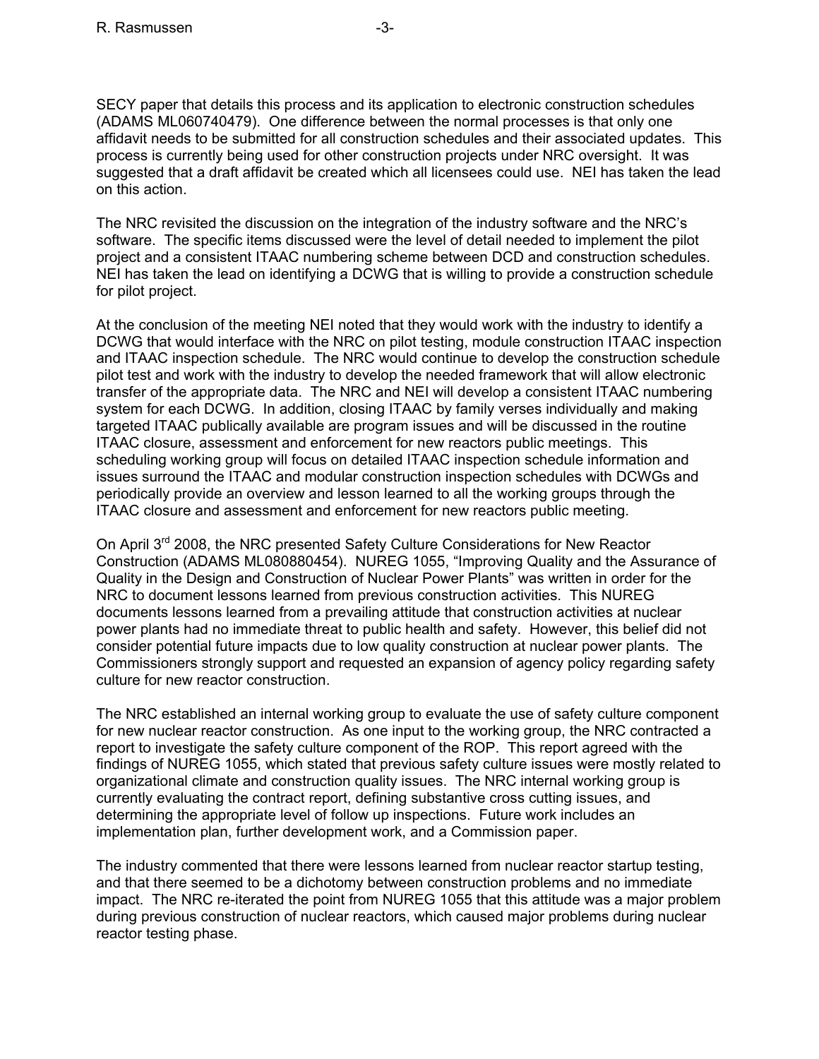SECY paper that details this process and its application to electronic construction schedules (ADAMS ML060740479). One difference between the normal processes is that only one affidavit needs to be submitted for all construction schedules and their associated updates. This process is currently being used for other construction projects under NRC oversight. It was suggested that a draft affidavit be created which all licensees could use. NEI has taken the lead on this action.

The NRC revisited the discussion on the integration of the industry software and the NRC's software. The specific items discussed were the level of detail needed to implement the pilot project and a consistent ITAAC numbering scheme between DCD and construction schedules. NEI has taken the lead on identifying a DCWG that is willing to provide a construction schedule for pilot project.

At the conclusion of the meeting NEI noted that they would work with the industry to identify a DCWG that would interface with the NRC on pilot testing, module construction ITAAC inspection and ITAAC inspection schedule. The NRC would continue to develop the construction schedule pilot test and work with the industry to develop the needed framework that will allow electronic transfer of the appropriate data. The NRC and NEI will develop a consistent ITAAC numbering system for each DCWG. In addition, closing ITAAC by family verses individually and making targeted ITAAC publically available are program issues and will be discussed in the routine ITAAC closure, assessment and enforcement for new reactors public meetings. This scheduling working group will focus on detailed ITAAC inspection schedule information and issues surround the ITAAC and modular construction inspection schedules with DCWGs and periodically provide an overview and lesson learned to all the working groups through the ITAAC closure and assessment and enforcement for new reactors public meeting.

On April 3rd 2008, the NRC presented Safety Culture Considerations for New Reactor Construction (ADAMS ML080880454). NUREG 1055, "Improving Quality and the Assurance of Quality in the Design and Construction of Nuclear Power Plants" was written in order for the NRC to document lessons learned from previous construction activities. This NUREG documents lessons learned from a prevailing attitude that construction activities at nuclear power plants had no immediate threat to public health and safety. However, this belief did not consider potential future impacts due to low quality construction at nuclear power plants. The Commissioners strongly support and requested an expansion of agency policy regarding safety culture for new reactor construction.

The NRC established an internal working group to evaluate the use of safety culture component for new nuclear reactor construction. As one input to the working group, the NRC contracted a report to investigate the safety culture component of the ROP. This report agreed with the findings of NUREG 1055, which stated that previous safety culture issues were mostly related to organizational climate and construction quality issues. The NRC internal working group is currently evaluating the contract report, defining substantive cross cutting issues, and determining the appropriate level of follow up inspections. Future work includes an implementation plan, further development work, and a Commission paper.

The industry commented that there were lessons learned from nuclear reactor startup testing, and that there seemed to be a dichotomy between construction problems and no immediate impact. The NRC re-iterated the point from NUREG 1055 that this attitude was a major problem during previous construction of nuclear reactors, which caused major problems during nuclear reactor testing phase.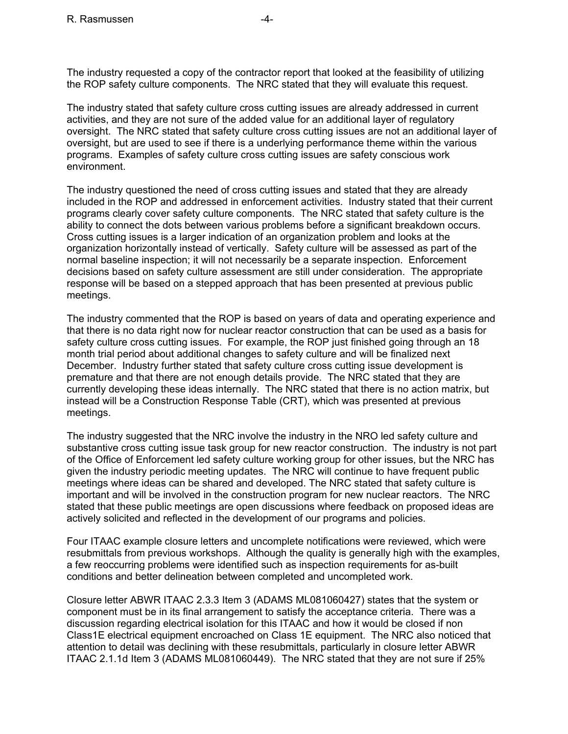The industry requested a copy of the contractor report that looked at the feasibility of utilizing the ROP safety culture components. The NRC stated that they will evaluate this request.

The industry stated that safety culture cross cutting issues are already addressed in current activities, and they are not sure of the added value for an additional layer of regulatory oversight. The NRC stated that safety culture cross cutting issues are not an additional layer of oversight, but are used to see if there is a underlying performance theme within the various programs. Examples of safety culture cross cutting issues are safety conscious work environment.

The industry questioned the need of cross cutting issues and stated that they are already included in the ROP and addressed in enforcement activities. Industry stated that their current programs clearly cover safety culture components. The NRC stated that safety culture is the ability to connect the dots between various problems before a significant breakdown occurs. Cross cutting issues is a larger indication of an organization problem and looks at the organization horizontally instead of vertically. Safety culture will be assessed as part of the normal baseline inspection; it will not necessarily be a separate inspection. Enforcement decisions based on safety culture assessment are still under consideration. The appropriate response will be based on a stepped approach that has been presented at previous public meetings.

The industry commented that the ROP is based on years of data and operating experience and that there is no data right now for nuclear reactor construction that can be used as a basis for safety culture cross cutting issues. For example, the ROP just finished going through an 18 month trial period about additional changes to safety culture and will be finalized next December. Industry further stated that safety culture cross cutting issue development is premature and that there are not enough details provide. The NRC stated that they are currently developing these ideas internally. The NRC stated that there is no action matrix, but instead will be a Construction Response Table (CRT), which was presented at previous meetings.

The industry suggested that the NRC involve the industry in the NRO led safety culture and substantive cross cutting issue task group for new reactor construction. The industry is not part of the Office of Enforcement led safety culture working group for other issues, but the NRC has given the industry periodic meeting updates. The NRC will continue to have frequent public meetings where ideas can be shared and developed. The NRC stated that safety culture is important and will be involved in the construction program for new nuclear reactors. The NRC stated that these public meetings are open discussions where feedback on proposed ideas are actively solicited and reflected in the development of our programs and policies.

Four ITAAC example closure letters and uncomplete notifications were reviewed, which were resubmittals from previous workshops. Although the quality is generally high with the examples, a few reoccurring problems were identified such as inspection requirements for as-built conditions and better delineation between completed and uncompleted work.

Closure letter ABWR ITAAC 2.3.3 Item 3 (ADAMS ML081060427) states that the system or component must be in its final arrangement to satisfy the acceptance criteria. There was a discussion regarding electrical isolation for this ITAAC and how it would be closed if non Class1E electrical equipment encroached on Class 1E equipment. The NRC also noticed that attention to detail was declining with these resubmittals, particularly in closure letter ABWR ITAAC 2.1.1d Item 3 (ADAMS ML081060449). The NRC stated that they are not sure if 25%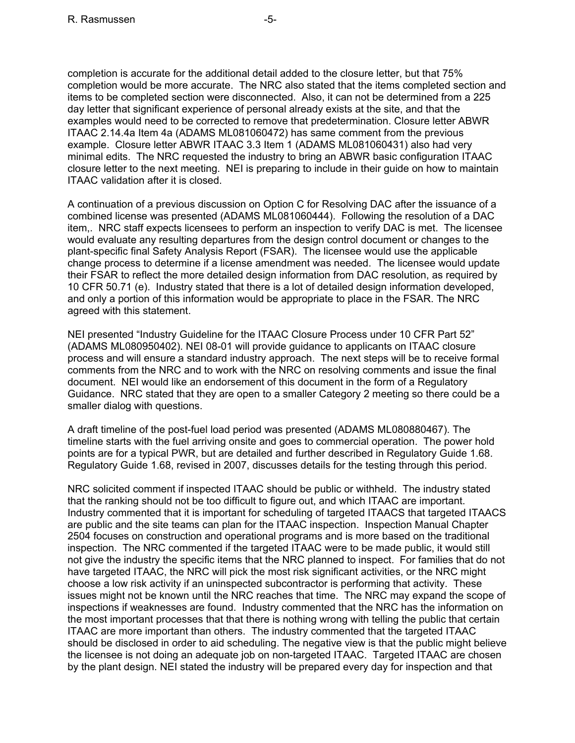completion is accurate for the additional detail added to the closure letter, but that 75% completion would be more accurate. The NRC also stated that the items completed section and items to be completed section were disconnected. Also, it can not be determined from a 225 day letter that significant experience of personal already exists at the site, and that the examples would need to be corrected to remove that predetermination. Closure letter ABWR ITAAC 2.14.4a Item 4a (ADAMS ML081060472) has same comment from the previous example. Closure letter ABWR ITAAC 3.3 Item 1 (ADAMS ML081060431) also had very minimal edits. The NRC requested the industry to bring an ABWR basic configuration ITAAC closure letter to the next meeting. NEI is preparing to include in their guide on how to maintain ITAAC validation after it is closed.

A continuation of a previous discussion on Option C for Resolving DAC after the issuance of a combined license was presented (ADAMS ML081060444). Following the resolution of a DAC item,. NRC staff expects licensees to perform an inspection to verify DAC is met. The licensee would evaluate any resulting departures from the design control document or changes to the plant-specific final Safety Analysis Report (FSAR). The licensee would use the applicable change process to determine if a license amendment was needed. The licensee would update their FSAR to reflect the more detailed design information from DAC resolution, as required by 10 CFR 50.71 (e). Industry stated that there is a lot of detailed design information developed, and only a portion of this information would be appropriate to place in the FSAR. The NRC agreed with this statement.

NEI presented "Industry Guideline for the ITAAC Closure Process under 10 CFR Part 52" (ADAMS ML080950402). NEI 08-01 will provide guidance to applicants on ITAAC closure process and will ensure a standard industry approach. The next steps will be to receive formal comments from the NRC and to work with the NRC on resolving comments and issue the final document. NEI would like an endorsement of this document in the form of a Regulatory Guidance. NRC stated that they are open to a smaller Category 2 meeting so there could be a smaller dialog with questions.

A draft timeline of the post-fuel load period was presented (ADAMS ML080880467). The timeline starts with the fuel arriving onsite and goes to commercial operation. The power hold points are for a typical PWR, but are detailed and further described in Regulatory Guide 1.68. Regulatory Guide 1.68, revised in 2007, discusses details for the testing through this period.

NRC solicited comment if inspected ITAAC should be public or withheld. The industry stated that the ranking should not be too difficult to figure out, and which ITAAC are important. Industry commented that it is important for scheduling of targeted ITAACS that targeted ITAACS are public and the site teams can plan for the ITAAC inspection. Inspection Manual Chapter 2504 focuses on construction and operational programs and is more based on the traditional inspection. The NRC commented if the targeted ITAAC were to be made public, it would still not give the industry the specific items that the NRC planned to inspect. For families that do not have targeted ITAAC, the NRC will pick the most risk significant activities, or the NRC might choose a low risk activity if an uninspected subcontractor is performing that activity. These issues might not be known until the NRC reaches that time. The NRC may expand the scope of inspections if weaknesses are found. Industry commented that the NRC has the information on the most important processes that that there is nothing wrong with telling the public that certain ITAAC are more important than others. The industry commented that the targeted ITAAC should be disclosed in order to aid scheduling. The negative view is that the public might believe the licensee is not doing an adequate job on non-targeted ITAAC. Targeted ITAAC are chosen by the plant design. NEI stated the industry will be prepared every day for inspection and that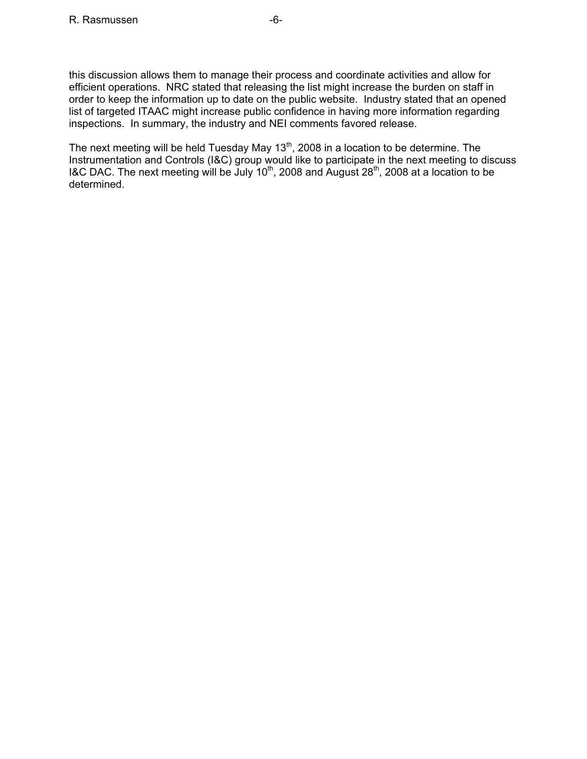this discussion allows them to manage their process and coordinate activities and allow for efficient operations. NRC stated that releasing the list might increase the burden on staff in order to keep the information up to date on the public website. Industry stated that an opened list of targeted ITAAC might increase public confidence in having more information regarding inspections. In summary, the industry and NEI comments favored release.

The next meeting will be held Tuesday May 13th, 2008 in a location to be determine. The Instrumentation and Controls (I&C) group would like to participate in the next meeting to discuss I&C DAC. The next meeting will be July 10th, 2008 and August 28th, 2008 at a location to be determined.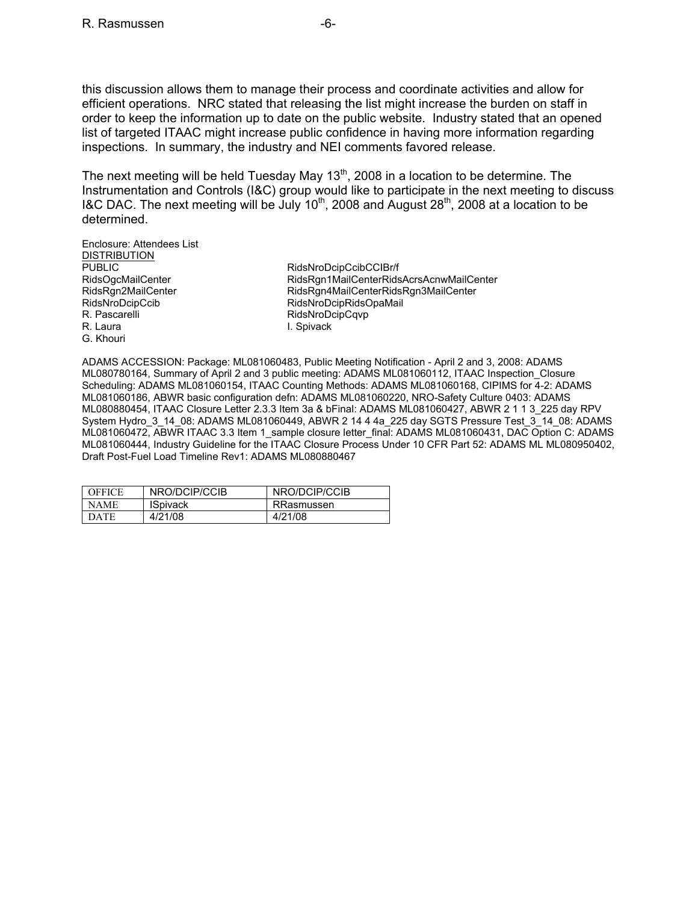this discussion allows them to manage their process and coordinate activities and allow for efficient operations. NRC stated that releasing the list might increase the burden on staff in order to keep the information up to date on the public website. Industry stated that an opened list of targeted ITAAC might increase public confidence in having more information regarding inspections. In summary, the industry and NEI comments favored release.

The next meeting will be held Tuesday May 13th, 2008 in a location to be determine. The Instrumentation and Controls (I&C) group would like to participate in the next meeting to discuss I&C DAC. The next meeting will be July 10th, 2008 and August 28th, 2008 at a location to be determined.

Enclosure: Attendees List

DISTRIBUTION

PUBLIC
RidsOgcMailCenter
RidsRgn2MailCenter
RidsNroDcipCcib
R. Pascarelli
R. Laura
G. Khouri
RidsNroDcipCcibCCIBr/f
RidsRgn1MailCenterRidsAcrsAcnwMailCenter
RidsRgn4MailCenterRidsRgn3MailCenter
RidsNroDcipRidsOpaMail
RidsNroDcipCqvp
I. Spivack

ADAMS ACCESSION: Package: ML081060483, Public Meeting Notification - April 2 and 3, 2008: ADAMS ML080780164, Summary of April 2 and 3 public meeting: ADAMS ML081060112, ITAAC Inspection_Closure Scheduling: ADAMS ML081060154, ITAAC Counting Methods: ADAMS ML081060168, CIPIMS for 4-2: ADAMS ML081060186, ABWR basic configuration defn: ADAMS ML081060220, NRO-Safety Culture 0403: ADAMS ML080880454, ITAAC Closure Letter 2.3.3 Item 3a & bFinal: ADAMS ML081060427, ABWR 2 1 1 3_225 day RPV System Hydro_3_14_08: ADAMS ML081060449, ABWR 2 14 4 4a_225 day SGTS Pressure Test_3_14_08: ADAMS ML081060472, ABWR ITAAC 3.3 Item 1_sample closure letter_final: ADAMS ML081060431, DAC Option C: ADAMS ML081060444, Industry Guideline for the ITAAC Closure Process Under 10 CFR Part 52: ADAMS ML ML080950402, Draft Post-Fuel Load Timeline Rev1: ADAMS ML080880467

| OFFICE | NRO/DCIP/CCIB | NRO/DCIP/CCIB |
|---|---|---|
| NAME | ISpivack | RRasmussen |
| DATE | 4/21/08 | 4/21/08 |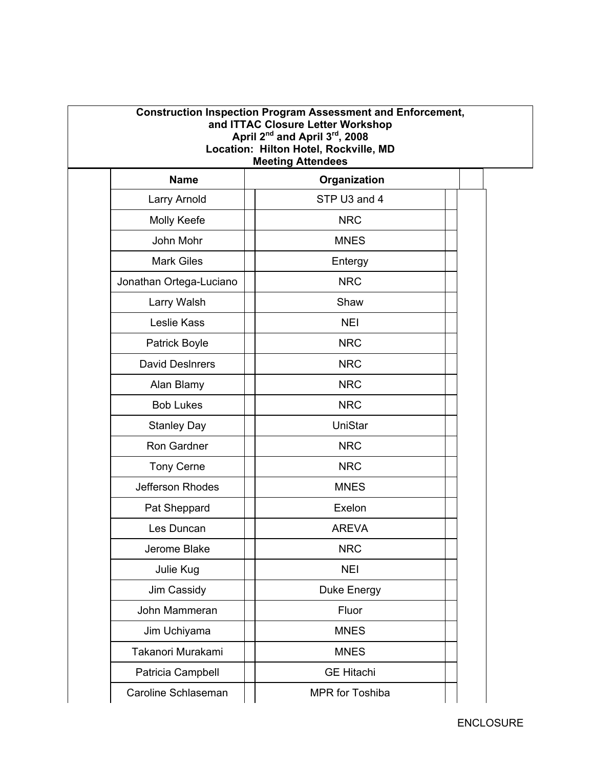**Construction Inspection Program Assessment and Enforcement, and ITTAC Closure Letter Workshop**
**April 2nd and April 3rd, 2008**
**Location: Hilton Hotel, Rockville, MD**
**Meeting Attendees**

| Name | Organization |
|---|---|
| Larry Arnold | STP U3 and 4 |
| Molly Keefe | NRC |
| John Mohr | MNES |
| Mark Giles | Entergy |
| Jonathan Ortega-Luciano | NRC |
| Larry Walsh | Shaw |
| Leslie Kass | NEI |
| Patrick Boyle | NRC |
| David Deslnrers | NRC |
| Alan Blamy | NRC |
| Bob Lukes | NRC |
| Stanley Day | UniStar |
| Ron Gardner | NRC |
| Tony Cerne | NRC |
| Jefferson Rhodes | MNES |
| Pat Sheppard | Exelon |
| Les Duncan | AREVA |
| Jerome Blake | NRC |
| Julie Kug | NEI |
| Jim Cassidy | Duke Energy |
| John Mammeran | Fluor |
| Jim Uchiyama | MNES |
| Takanori Murakami | MNES |
| Patricia Campbell | GE Hitachi |
| Caroline Schlaseman | MPR for Toshiba |

ENCLOSURE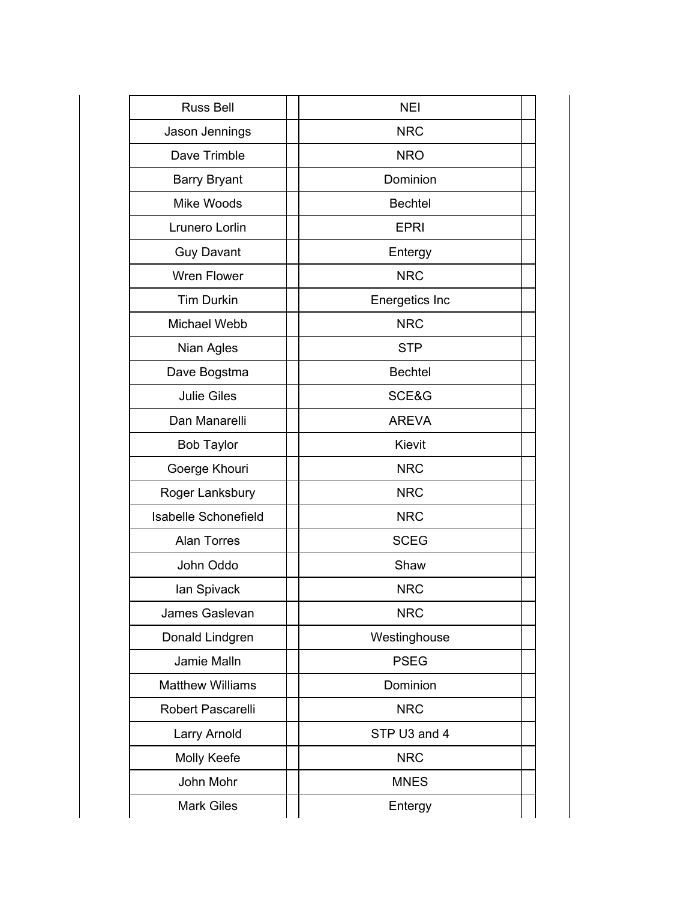| | | | |
|---|---|---|---|
| Russ Bell | | NEI | |
| Jason Jennings | | NRC | |
| Dave Trimble | | NRO | |
| Barry Bryant | | Dominion | |
| Mike Woods | | Bechtel | |
| Lrunero Lorlin | | EPRI | |
| Guy Davant | | Entergy | |
| Wren Flower | | NRC | |
| Tim Durkin | | Energetics Inc | |
| Michael Webb | | NRC | |
| Nian Agles | | STP | |
| Dave Bogstma | | Bechtel | |
| Julie Giles | | SCE&G | |
| Dan Manarelli | | AREVA | |
| Bob Taylor | | Kievit | |
| Goerge Khouri | | NRC | |
| Roger Lanksbury | | NRC | |
| Isabelle Schonefield | | NRC | |
| Alan Torres | | SCEG | |
| John Oddo | | Shaw | |
| Ian Spivack | | NRC | |
| James Gaslevan | | NRC | |
| Donald Lindgren | | Westinghouse | |
| Jamie Malln | | PSEG | |
| Matthew Williams | | Dominion | |
| Robert Pascarelli | | NRC | |
| Larry Arnold | | STP U3 and 4 | |
| Molly Keefe | | NRC | |
| John Mohr | | MNES | |
| Mark Giles | | Entergy | |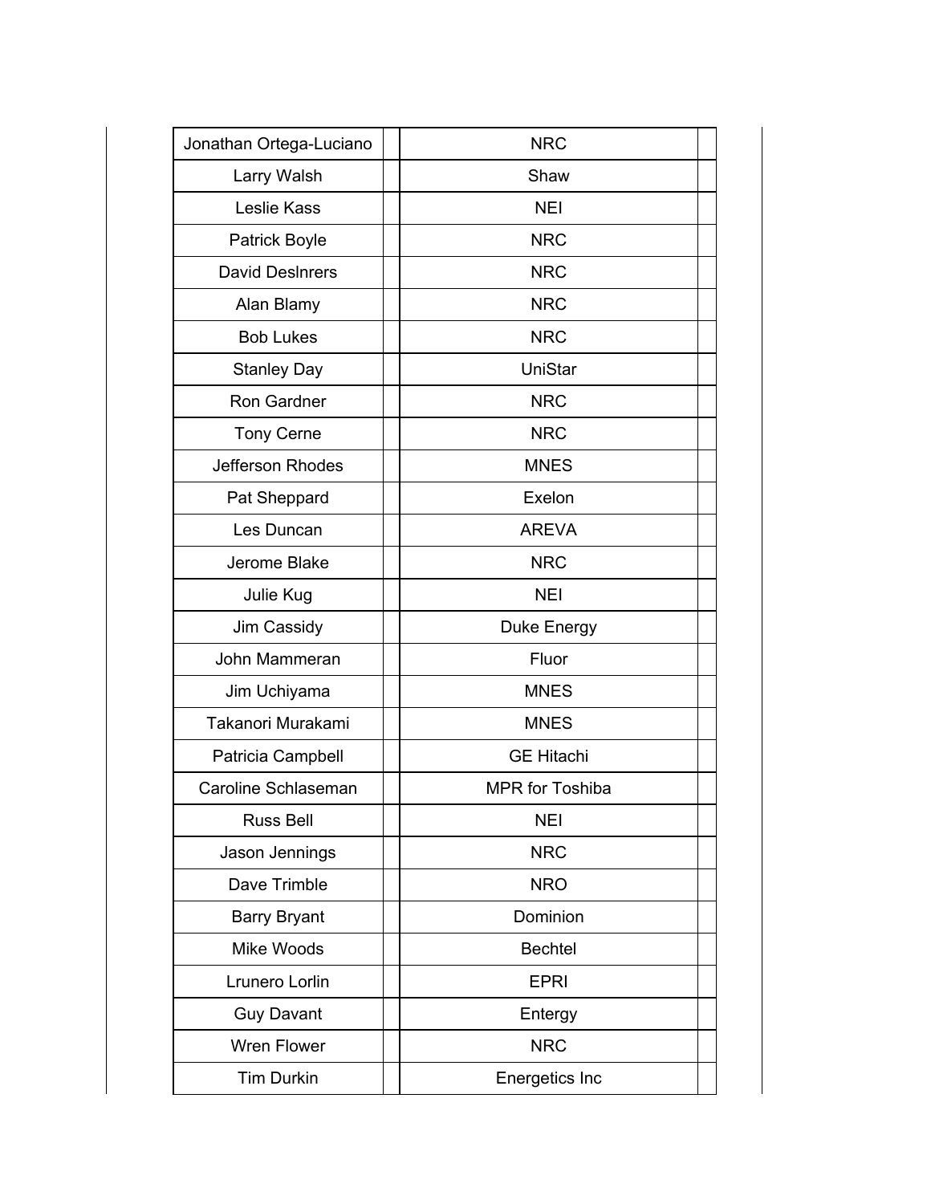| | | | |
|---|---|---|---|
| Jonathan Ortega-Luciano | | NRC | |
| Larry Walsh | | Shaw | |
| Leslie Kass | | NEI | |
| Patrick Boyle | | NRC | |
| David Deslnrers | | NRC | |
| Alan Blamy | | NRC | |
| Bob Lukes | | NRC | |
| Stanley Day | | UniStar | |
| Ron Gardner | | NRC | |
| Tony Cerne | | NRC | |
| Jefferson Rhodes | | MNES | |
| Pat Sheppard | | Exelon | |
| Les Duncan | | AREVA | |
| Jerome Blake | | NRC | |
| Julie Kug | | NEI | |
| Jim Cassidy | | Duke Energy | |
| John Mammeran | | Fluor | |
| Jim Uchiyama | | MNES | |
| Takanori Murakami | | MNES | |
| Patricia Campbell | | GE Hitachi | |
| Caroline Schlaseman | | MPR for Toshiba | |
| Russ Bell | | NEI | |
| Jason Jennings | | NRC | |
| Dave Trimble | | NRO | |
| Barry Bryant | | Dominion | |
| Mike Woods | | Bechtel | |
| Lrunero Lorlin | | EPRI | |
| Guy Davant | | Entergy | |
| Wren Flower | | NRC | |
| Tim Durkin | | Energetics Inc | |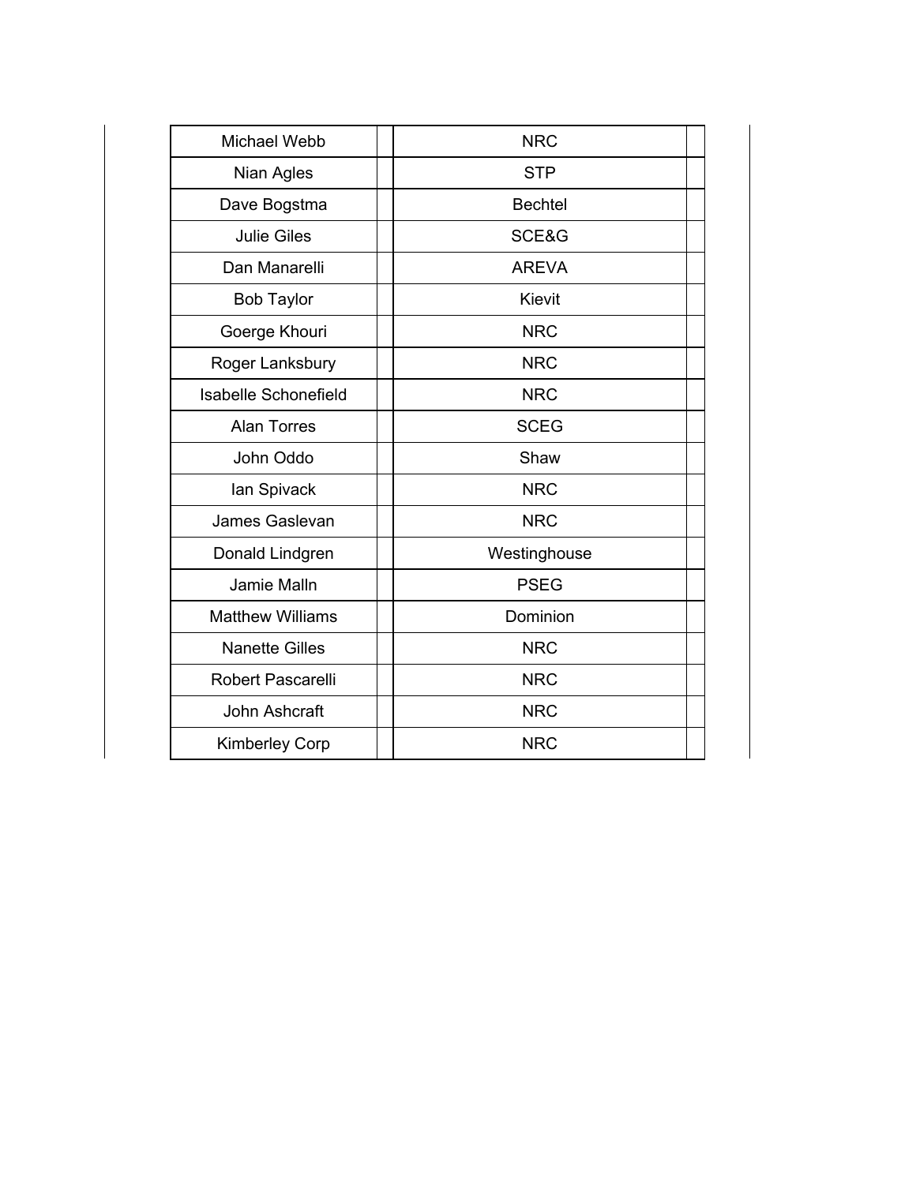| | | | |
|---|---|---|---|
| Michael Webb | | NRC | |
| Nian Agles | | STP | |
| Dave Bogstma | | Bechtel | |
| Julie Giles | | SCE&G | |
| Dan Manarelli | | AREVA | |
| Bob Taylor | | Kievit | |
| Goerge Khouri | | NRC | |
| Roger Lanksbury | | NRC | |
| Isabelle Schonefield | | NRC | |
| Alan Torres | | SCEG | |
| John Oddo | | Shaw | |
| Ian Spivack | | NRC | |
| James Gaslevan | | NRC | |
| Donald Lindgren | | Westinghouse | |
| Jamie Malln | | PSEG | |
| Matthew Williams | | Dominion | |
| Nanette Gilles | | NRC | |
| Robert Pascarelli | | NRC | |
| John Ashcraft | | NRC | |
| Kimberley Corp | | NRC | |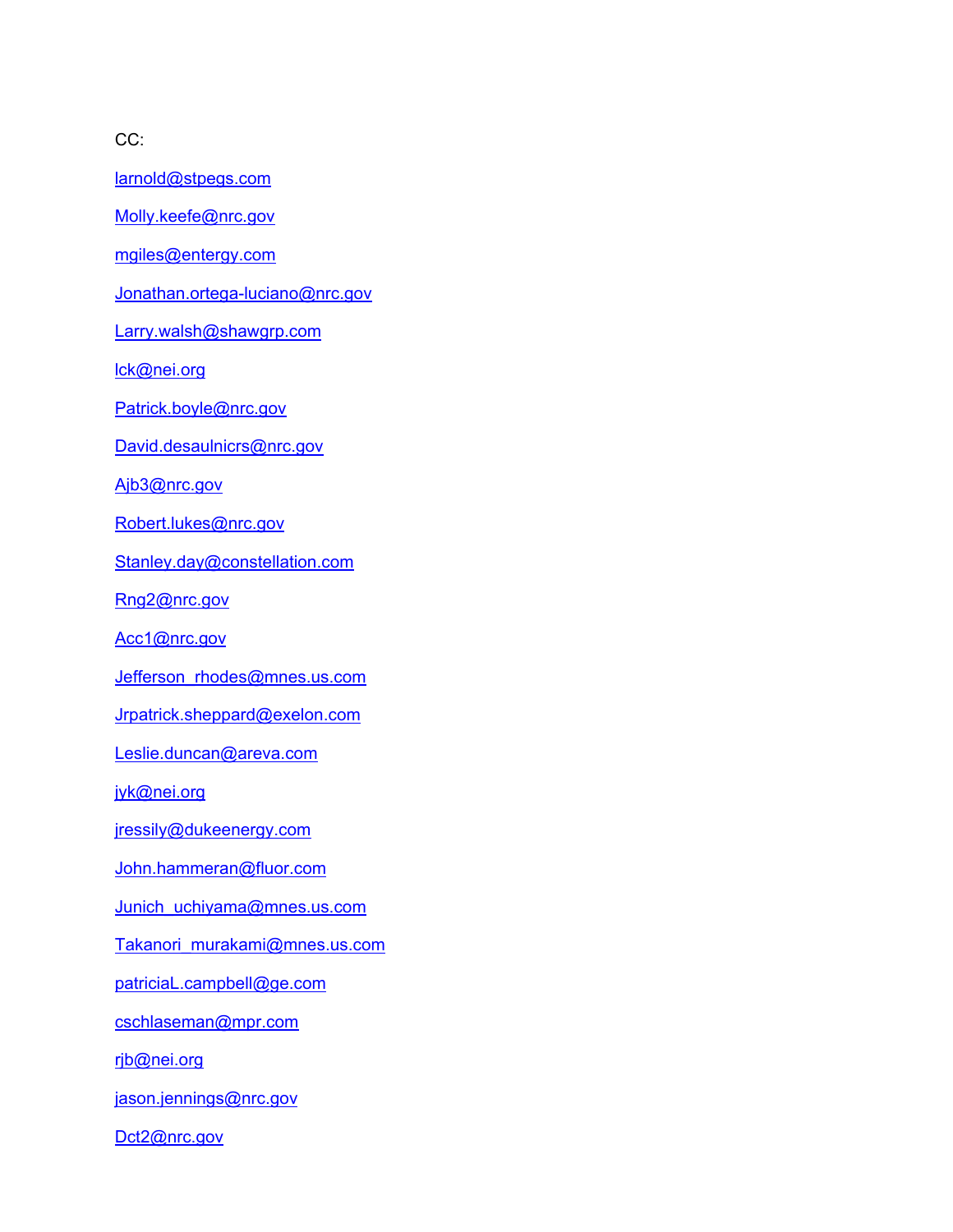CC:

larnold@stpegs.com

Molly.keefe@nrc.gov

mgiles@entergy.com

Jonathan.ortega-luciano@nrc.gov

Larry.walsh@shawgrp.com

lck@nei.org

Patrick.boyle@nrc.gov

David.desaulnicrs@nrc.gov

Ajb3@nrc.gov

Robert.lukes@nrc.gov

Stanley.day@constellation.com

Rng2@nrc.gov

Acc1@nrc.gov

Jefferson_rhodes@mnes.us.com

Jrpatrick.sheppard@exelon.com

Leslie.duncan@areva.com

jyk@nei.org

jressily@dukeenergy.com

John.hammeran@fluor.com

Junich_uchiyama@mnes.us.com

Takanori_murakami@mnes.us.com

patriciaL.campbell@ge.com

cschlaseman@mpr.com

rjb@nei.org

jason.jennings@nrc.gov

Dct2@nrc.gov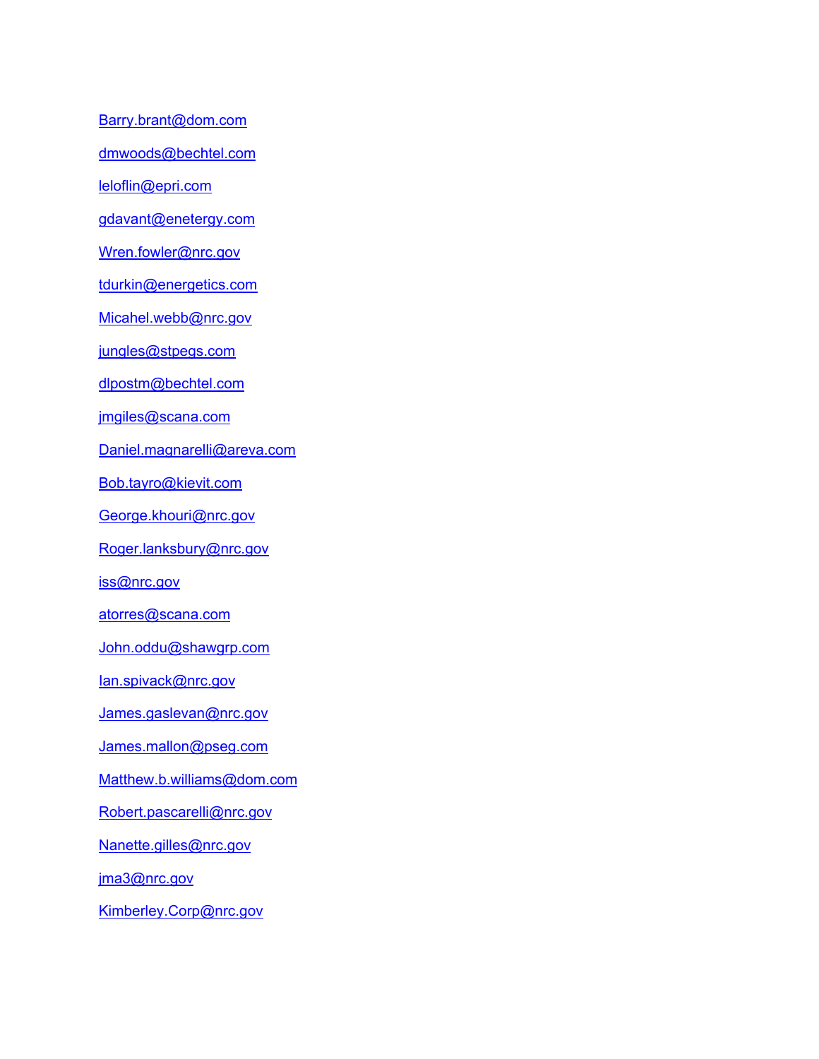Barry.brant@dom.com

dmwoods@bechtel.com

leloflin@epri.com

gdavant@enetergy.com

Wren.fowler@nrc.gov

tdurkin@energetics.com

Micahel.webb@nrc.gov

jungles@stpegs.com

dlpostm@bechtel.com

jmgiles@scana.com

Daniel.magnarelli@areva.com

Bob.tayro@kievit.com

George.khouri@nrc.gov

Roger.lanksbury@nrc.gov

iss@nrc.gov

atorres@scana.com

John.oddu@shawgrp.com

Ian.spivack@nrc.gov

James.gaslevan@nrc.gov

James.mallon@pseg.com

Matthew.b.williams@dom.com

Robert.pascarelli@nrc.gov

Nanette.gilles@nrc.gov

jma3@nrc.gov

Kimberley.Corp@nrc.gov